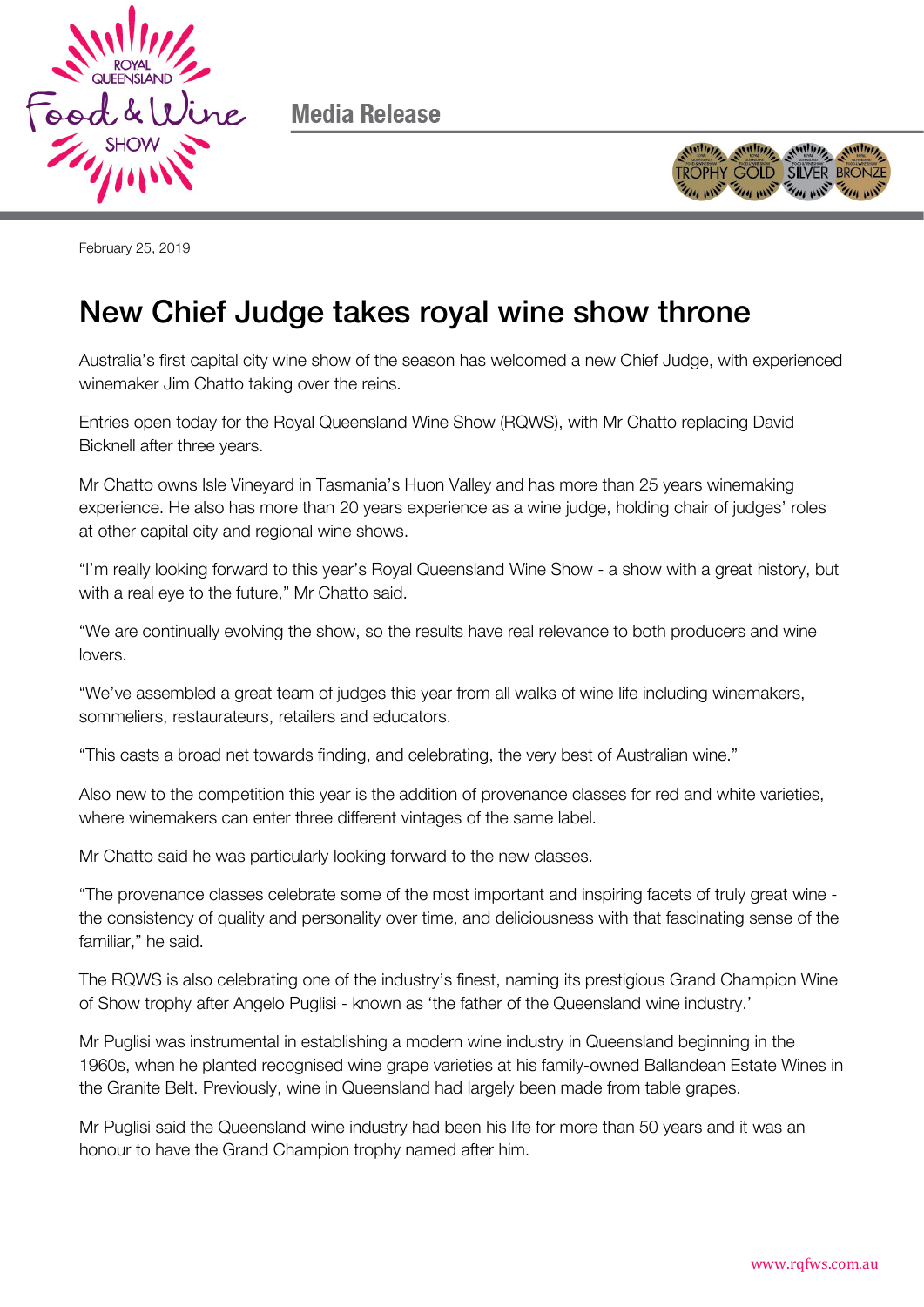Media Release

February 25, 2019

# New Chief Judge takes royal wine show throne

Australia's first capital city wine show of the season has welcomed a new Chief Judge, with experienced winemaker Jim Chatto taking over the reins.

Entries open today for the Royal Queensland Wine Show (RQWS), with Mr Chatto replacing David Bicknell after three years.

Mr Chatto owns Isle Vineyard in Tasmania's Huon Valley and has more than 25 years winemaking experience. He also has more than 20 years experience as a wine judge, holding chair of judges' roles at other capital city and regional wine shows.

"I'm really looking forward to this year's Royal Queensland Wine Show - a show with a great history, but with a real eye to the future," Mr Chatto said.

"We are continually evolving the show, so the results have real relevance to both producers and wine lovers.

"We've assembled a great team of judges this year from all walks of wine life including winemakers, sommeliers, restaurateurs, retailers and educators.

"This casts a broad net towards finding, and celebrating, the very best of Australian wine."

Also new to the competition this year is the addition of provenance classes for red and white varieties, where winemakers can enter three different vintages of the same label.

Mr Chatto said he was particularly looking forward to the new classes.

"The provenance classes celebrate some of the most important and inspiring facets of truly great wine - the consistency of quality and personality over time, and deliciousness with that fascinating sense of the familiar," he said.

The RQWS is also celebrating one of the industry's finest, naming its prestigious Grand Champion Wine of Show trophy after Angelo Puglisi - known as 'the father of the Queensland wine industry.'

Mr Puglisi was instrumental in establishing a modern wine industry in Queensland beginning in the 1960s, when he planted recognised wine grape varieties at his family-owned Ballandean Estate Wines in the Granite Belt. Previously, wine in Queensland had largely been made from table grapes.

Mr Puglisi said the Queensland wine industry had been his life for more than 50 years and it was an honour to have the Grand Champion trophy named after him.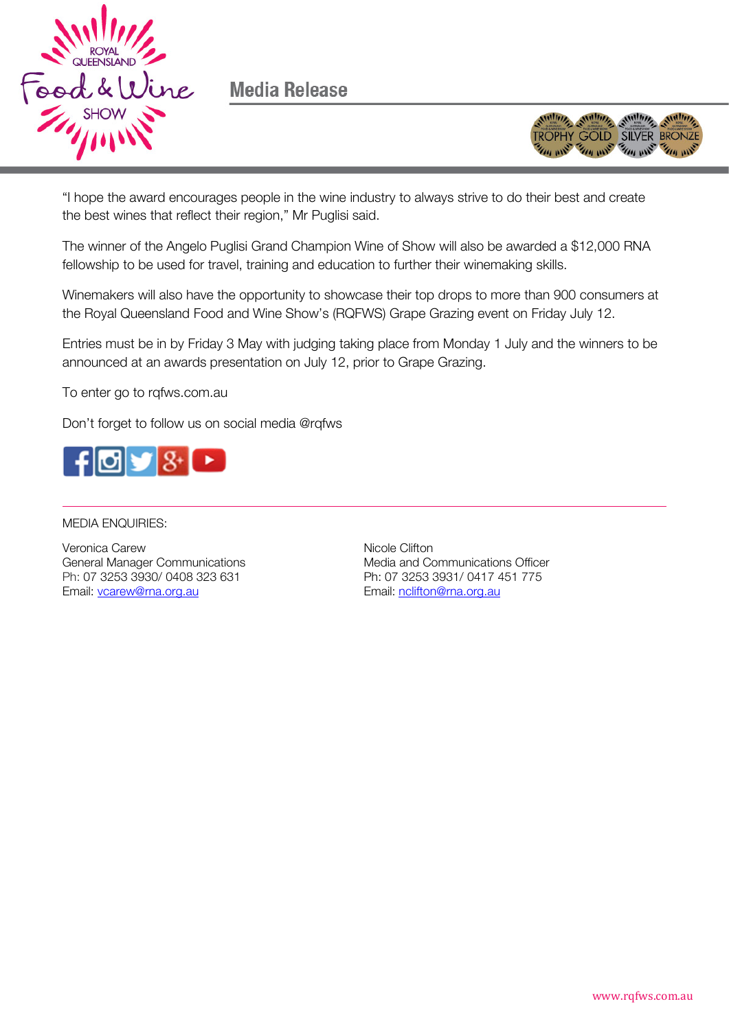"I hope the award encourages people in the wine industry to always strive to do their best and create the best wines that reflect their region," Mr Puglisi said.

The winner of the Angelo Puglisi Grand Champion Wine of Show will also be awarded a $12,000 RNA fellowship to be used for travel, training and education to further their winemaking skills.

Winemakers will also have the opportunity to showcase their top drops to more than 900 consumers at the Royal Queensland Food and Wine Show's (RQFWS) Grape Grazing event on Friday July 12.

Entries must be in by Friday 3 May with judging taking place from Monday 1 July and the winners to be announced at an awards presentation on July 12, prior to Grape Grazing.

To enter go to rqfws.com.au

Don't forget to follow us on social media @rqfws

---

MEDIA ENQUIRIES:

Veronica Carew
General Manager Communications
Ph: 07 3253 3930/ 0408 323 631
Email: vcarew@rna.org.au

Nicole Clifton
Media and Communications Officer
Ph: 07 3253 3931/ 0417 451 775
Email: nclifton@rna.org.au